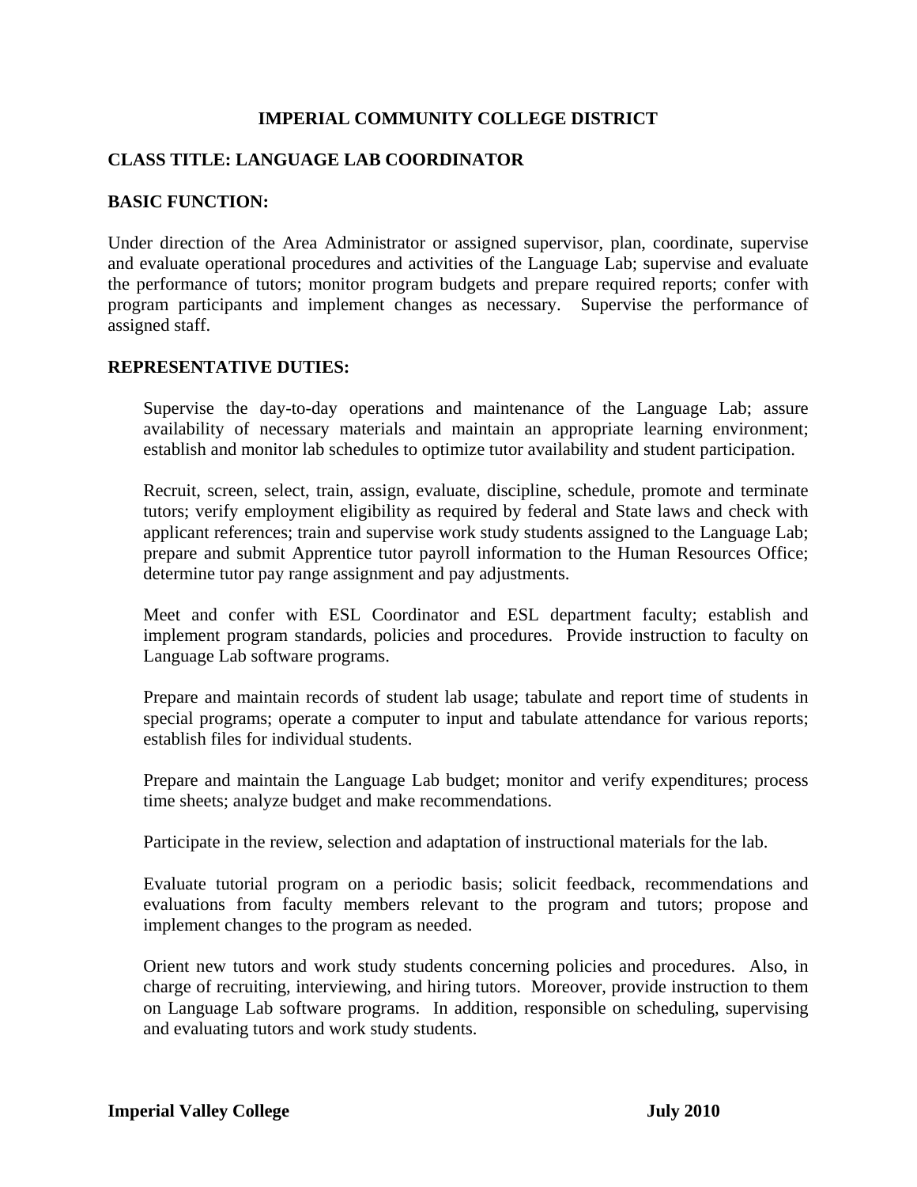# IMPERIAL COMMUNITY COLLEGE DISTRICT

## CLASS TITLE: LANGUAGE LAB COORDINATOR

## BASIC FUNCTION:

Under direction of the Area Administrator or assigned supervisor, plan, coordinate, supervise and evaluate operational procedures and activities of the Language Lab; supervise and evaluate the performance of tutors; monitor program budgets and prepare required reports; confer with program participants and implement changes as necessary. Supervise the performance of assigned staff.

## REPRESENTATIVE DUTIES:

Supervise the day-to-day operations and maintenance of the Language Lab; assure availability of necessary materials and maintain an appropriate learning environment; establish and monitor lab schedules to optimize tutor availability and student participation.

Recruit, screen, select, train, assign, evaluate, discipline, schedule, promote and terminate tutors; verify employment eligibility as required by federal and State laws and check with applicant references; train and supervise work study students assigned to the Language Lab; prepare and submit Apprentice tutor payroll information to the Human Resources Office; determine tutor pay range assignment and pay adjustments.

Meet and confer with ESL Coordinator and ESL department faculty; establish and implement program standards, policies and procedures. Provide instruction to faculty on Language Lab software programs.

Prepare and maintain records of student lab usage; tabulate and report time of students in special programs; operate a computer to input and tabulate attendance for various reports; establish files for individual students.

Prepare and maintain the Language Lab budget; monitor and verify expenditures; process time sheets; analyze budget and make recommendations.

Participate in the review, selection and adaptation of instructional materials for the lab.

Evaluate tutorial program on a periodic basis; solicit feedback, recommendations and evaluations from faculty members relevant to the program and tutors; propose and implement changes to the program as needed.

Orient new tutors and work study students concerning policies and procedures. Also, in charge of recruiting, interviewing, and hiring tutors. Moreover, provide instruction to them on Language Lab software programs. In addition, responsible on scheduling, supervising and evaluating tutors and work study students.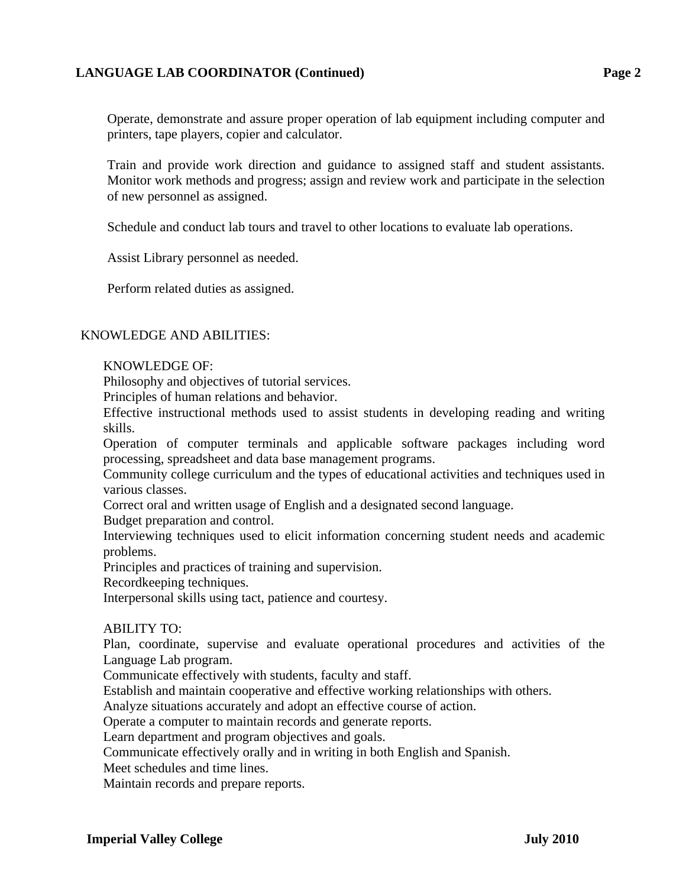Operate, demonstrate and assure proper operation of lab equipment including computer and printers, tape players, copier and calculator.

Train and provide work direction and guidance to assigned staff and student assistants. Monitor work methods and progress; assign and review work and participate in the selection of new personnel as assigned.

Schedule and conduct lab tours and travel to other locations to evaluate lab operations.

Assist Library personnel as needed.

Perform related duties as assigned.

## KNOWLEDGE AND ABILITIES:

KNOWLEDGE OF:

Philosophy and objectives of tutorial services.
Principles of human relations and behavior.
Effective instructional methods used to assist students in developing reading and writing skills.
Operation of computer terminals and applicable software packages including word processing, spreadsheet and data base management programs.
Community college curriculum and the types of educational activities and techniques used in various classes.
Correct oral and written usage of English and a designated second language.
Budget preparation and control.
Interviewing techniques used to elicit information concerning student needs and academic problems.
Principles and practices of training and supervision.
Recordkeeping techniques.
Interpersonal skills using tact, patience and courtesy.

ABILITY TO:

Plan, coordinate, supervise and evaluate operational procedures and activities of the Language Lab program.
Communicate effectively with students, faculty and staff.
Establish and maintain cooperative and effective working relationships with others.
Analyze situations accurately and adopt an effective course of action.
Operate a computer to maintain records and generate reports.
Learn department and program objectives and goals.
Communicate effectively orally and in writing in both English and Spanish.
Meet schedules and time lines.
Maintain records and prepare reports.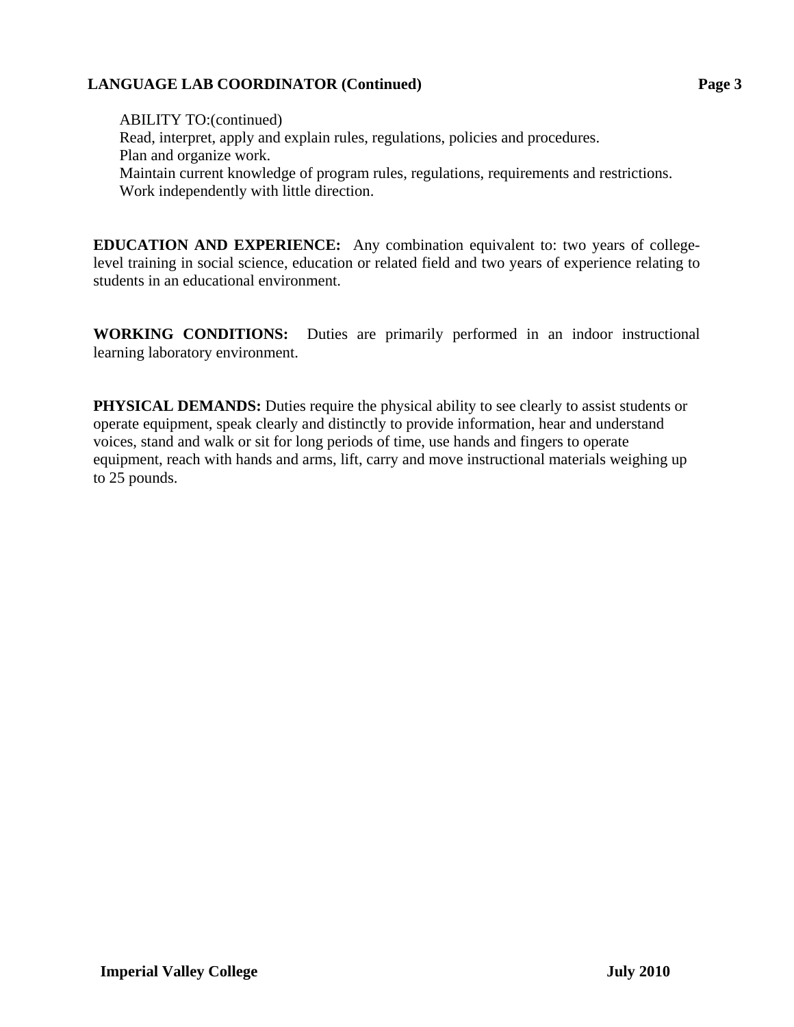ABILITY TO:(continued)
Read, interpret, apply and explain rules, regulations, policies and procedures.
Plan and organize work.
Maintain current knowledge of program rules, regulations, requirements and restrictions.
Work independently with little direction.

**EDUCATION AND EXPERIENCE:** Any combination equivalent to: two years of college-level training in social science, education or related field and two years of experience relating to students in an educational environment.

**WORKING CONDITIONS:** Duties are primarily performed in an indoor instructional learning laboratory environment.

**PHYSICAL DEMANDS:** Duties require the physical ability to see clearly to assist students or operate equipment, speak clearly and distinctly to provide information, hear and understand voices, stand and walk or sit for long periods of time, use hands and fingers to operate equipment, reach with hands and arms, lift, carry and move instructional materials weighing up to 25 pounds.